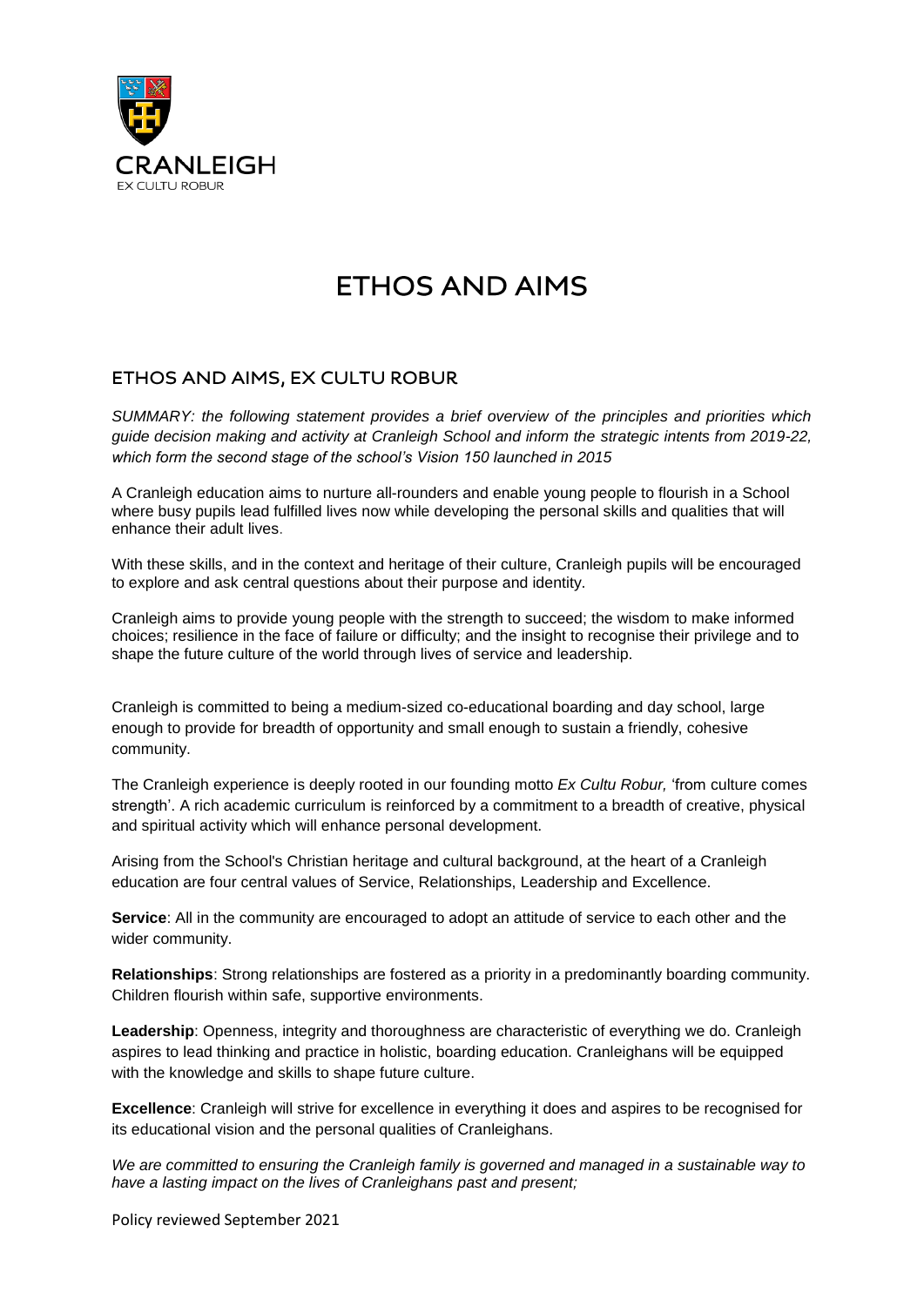CRANLEIGH

EX CULTU ROBUR

# ETHOS AND AIMS

## ETHOS AND AIMS, EX CULTU ROBUR

*SUMMARY: the following statement provides a brief overview of the principles and priorities which guide decision making and activity at Cranleigh School and inform the strategic intents from 2019-22, which form the second stage of the school's Vision 150 launched in 2015*

A Cranleigh education aims to nurture all-rounders and enable young people to flourish in a School where busy pupils lead fulfilled lives now while developing the personal skills and qualities that will enhance their adult lives.

With these skills, and in the context and heritage of their culture, Cranleigh pupils will be encouraged to explore and ask central questions about their purpose and identity.

Cranleigh aims to provide young people with the strength to succeed; the wisdom to make informed choices; resilience in the face of failure or difficulty; and the insight to recognise their privilege and to shape the future culture of the world through lives of service and leadership.

Cranleigh is committed to being a medium-sized co-educational boarding and day school, large enough to provide for breadth of opportunity and small enough to sustain a friendly, cohesive community.

The Cranleigh experience is deeply rooted in our founding motto *Ex Cultu Robur,* 'from culture comes strength'. A rich academic curriculum is reinforced by a commitment to a breadth of creative, physical and spiritual activity which will enhance personal development.

Arising from the School's Christian heritage and cultural background, at the heart of a Cranleigh education are four central values of Service, Relationships, Leadership and Excellence.

**Service**: All in the community are encouraged to adopt an attitude of service to each other and the wider community.

**Relationships**: Strong relationships are fostered as a priority in a predominantly boarding community. Children flourish within safe, supportive environments.

**Leadership**: Openness, integrity and thoroughness are characteristic of everything we do. Cranleigh aspires to lead thinking and practice in holistic, boarding education. Cranleighans will be equipped with the knowledge and skills to shape future culture.

**Excellence**: Cranleigh will strive for excellence in everything it does and aspires to be recognised for its educational vision and the personal qualities of Cranleighans.

*We are committed to ensuring the Cranleigh family is governed and managed in a sustainable way to have a lasting impact on the lives of Cranleighans past and present;*

Policy reviewed September 2021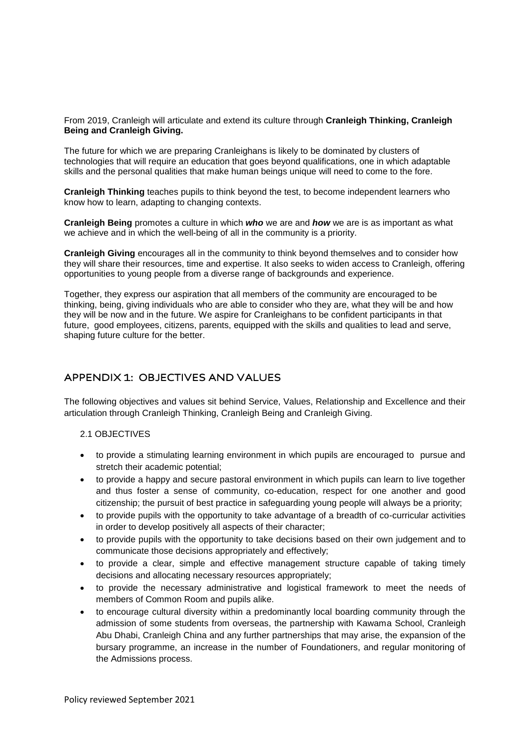From 2019, Cranleigh will articulate and extend its culture through **Cranleigh Thinking, Cranleigh Being and Cranleigh Giving.**

The future for which we are preparing Cranleighans is likely to be dominated by clusters of technologies that will require an education that goes beyond qualifications, one in which adaptable skills and the personal qualities that make human beings unique will need to come to the fore.

**Cranleigh Thinking** teaches pupils to think beyond the test, to become independent learners who know how to learn, adapting to changing contexts.

**Cranleigh Being** promotes a culture in which ***who*** we are and ***how*** we are is as important as what we achieve and in which the well-being of all in the community is a priority.

**Cranleigh Giving** encourages all in the community to think beyond themselves and to consider how they will share their resources, time and expertise. It also seeks to widen access to Cranleigh, offering opportunities to young people from a diverse range of backgrounds and experience.

Together, they express our aspiration that all members of the community are encouraged to be thinking, being, giving individuals who are able to consider who they are, what they will be and how they will be now and in the future. We aspire for Cranleighans to be confident participants in that future, good employees, citizens, parents, equipped with the skills and qualities to lead and serve, shaping future culture for the better.

## APPENDIX 1: OBJECTIVES AND VALUES

The following objectives and values sit behind Service, Values, Relationship and Excellence and their articulation through Cranleigh Thinking, Cranleigh Being and Cranleigh Giving.

### 2.1 OBJECTIVES

- to provide a stimulating learning environment in which pupils are encouraged to pursue and stretch their academic potential;
- to provide a happy and secure pastoral environment in which pupils can learn to live together and thus foster a sense of community, co-education, respect for one another and good citizenship; the pursuit of best practice in safeguarding young people will always be a priority;
- to provide pupils with the opportunity to take advantage of a breadth of co-curricular activities in order to develop positively all aspects of their character;
- to provide pupils with the opportunity to take decisions based on their own judgement and to communicate those decisions appropriately and effectively;
- to provide a clear, simple and effective management structure capable of taking timely decisions and allocating necessary resources appropriately;
- to provide the necessary administrative and logistical framework to meet the needs of members of Common Room and pupils alike.
- to encourage cultural diversity within a predominantly local boarding community through the admission of some students from overseas, the partnership with Kawama School, Cranleigh Abu Dhabi, Cranleigh China and any further partnerships that may arise, the expansion of the bursary programme, an increase in the number of Foundationers, and regular monitoring of the Admissions process.

Policy reviewed September 2021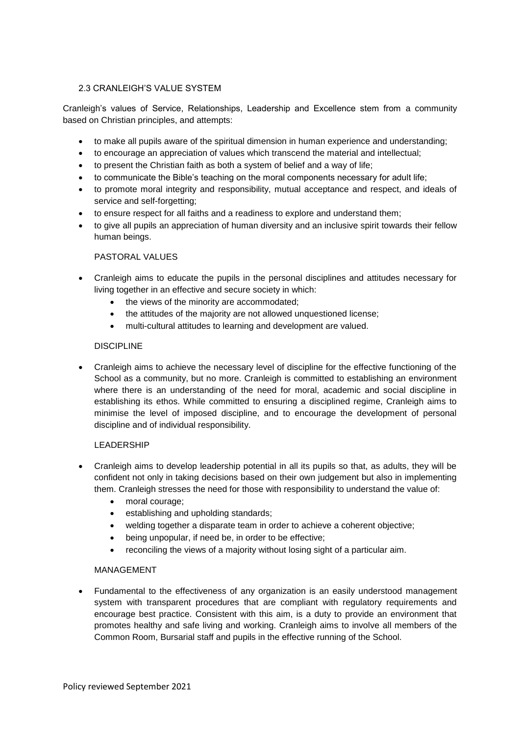## 2.3 CRANLEIGH'S VALUE SYSTEM

Cranleigh's values of Service, Relationships, Leadership and Excellence stem from a community based on Christian principles, and attempts:

- to make all pupils aware of the spiritual dimension in human experience and understanding;
- to encourage an appreciation of values which transcend the material and intellectual;
- to present the Christian faith as both a system of belief and a way of life;
- to communicate the Bible's teaching on the moral components necessary for adult life;
- to promote moral integrity and responsibility, mutual acceptance and respect, and ideals of service and self-forgetting;
- to ensure respect for all faiths and a readiness to explore and understand them;
- to give all pupils an appreciation of human diversity and an inclusive spirit towards their fellow human beings.

### PASTORAL VALUES

- Cranleigh aims to educate the pupils in the personal disciplines and attitudes necessary for living together in an effective and secure society in which:
  - the views of the minority are accommodated;
  - the attitudes of the majority are not allowed unquestioned license;
  - multi-cultural attitudes to learning and development are valued.

### DISCIPLINE

- Cranleigh aims to achieve the necessary level of discipline for the effective functioning of the School as a community, but no more. Cranleigh is committed to establishing an environment where there is an understanding of the need for moral, academic and social discipline in establishing its ethos. While committed to ensuring a disciplined regime, Cranleigh aims to minimise the level of imposed discipline, and to encourage the development of personal discipline and of individual responsibility.

### LEADERSHIP

- Cranleigh aims to develop leadership potential in all its pupils so that, as adults, they will be confident not only in taking decisions based on their own judgement but also in implementing them. Cranleigh stresses the need for those with responsibility to understand the value of:
  - moral courage;
  - establishing and upholding standards;
  - welding together a disparate team in order to achieve a coherent objective;
  - being unpopular, if need be, in order to be effective;
  - reconciling the views of a majority without losing sight of a particular aim.

### MANAGEMENT

- Fundamental to the effectiveness of any organization is an easily understood management system with transparent procedures that are compliant with regulatory requirements and encourage best practice. Consistent with this aim, is a duty to provide an environment that promotes healthy and safe living and working. Cranleigh aims to involve all members of the Common Room, Bursarial staff and pupils in the effective running of the School.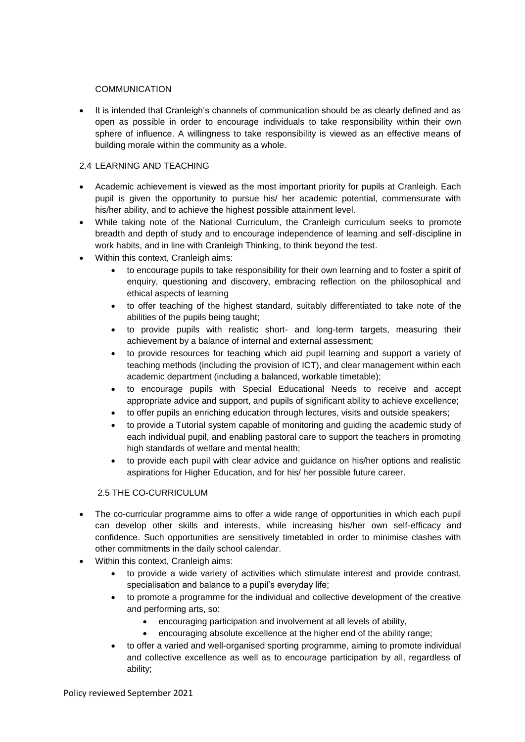### COMMUNICATION

- It is intended that Cranleigh's channels of communication should be as clearly defined and as open as possible in order to encourage individuals to take responsibility within their own sphere of influence. A willingness to take responsibility is viewed as an effective means of building morale within the community as a whole.

## 2.4 LEARNING AND TEACHING

- Academic achievement is viewed as the most important priority for pupils at Cranleigh. Each pupil is given the opportunity to pursue his/ her academic potential, commensurate with his/her ability, and to achieve the highest possible attainment level.
- While taking note of the National Curriculum, the Cranleigh curriculum seeks to promote breadth and depth of study and to encourage independence of learning and self-discipline in work habits, and in line with Cranleigh Thinking, to think beyond the test.
- Within this context, Cranleigh aims:
  - to encourage pupils to take responsibility for their own learning and to foster a spirit of enquiry, questioning and discovery, embracing reflection on the philosophical and ethical aspects of learning
  - to offer teaching of the highest standard, suitably differentiated to take note of the abilities of the pupils being taught;
  - to provide pupils with realistic short- and long-term targets, measuring their achievement by a balance of internal and external assessment;
  - to provide resources for teaching which aid pupil learning and support a variety of teaching methods (including the provision of ICT), and clear management within each academic department (including a balanced, workable timetable);
  - to encourage pupils with Special Educational Needs to receive and accept appropriate advice and support, and pupils of significant ability to achieve excellence;
  - to offer pupils an enriching education through lectures, visits and outside speakers;
  - to provide a Tutorial system capable of monitoring and guiding the academic study of each individual pupil, and enabling pastoral care to support the teachers in promoting high standards of welfare and mental health;
  - to provide each pupil with clear advice and guidance on his/her options and realistic aspirations for Higher Education, and for his/ her possible future career.

## 2.5 THE CO-CURRICULUM

- The co-curricular programme aims to offer a wide range of opportunities in which each pupil can develop other skills and interests, while increasing his/her own self-efficacy and confidence. Such opportunities are sensitively timetabled in order to minimise clashes with other commitments in the daily school calendar.
- Within this context, Cranleigh aims:
  - to provide a wide variety of activities which stimulate interest and provide contrast, specialisation and balance to a pupil's everyday life;
  - to promote a programme for the individual and collective development of the creative and performing arts, so:
    - encouraging participation and involvement at all levels of ability,
    - encouraging absolute excellence at the higher end of the ability range;
  - to offer a varied and well-organised sporting programme, aiming to promote individual and collective excellence as well as to encourage participation by all, regardless of ability;

Policy reviewed September 2021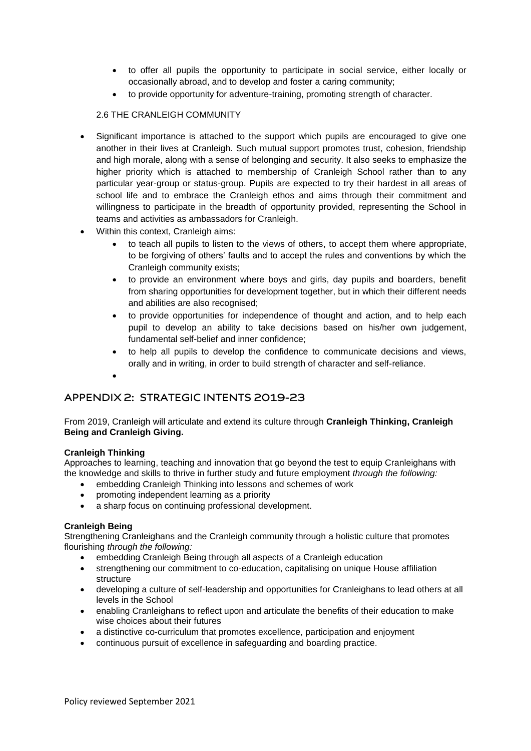- to offer all pupils the opportunity to participate in social service, either locally or occasionally abroad, and to develop and foster a caring community;
- to provide opportunity for adventure-training, promoting strength of character.

### 2.6 THE CRANLEIGH COMMUNITY

- Significant importance is attached to the support which pupils are encouraged to give one another in their lives at Cranleigh. Such mutual support promotes trust, cohesion, friendship and high morale, along with a sense of belonging and security. It also seeks to emphasize the higher priority which is attached to membership of Cranleigh School rather than to any particular year-group or status-group. Pupils are expected to try their hardest in all areas of school life and to embrace the Cranleigh ethos and aims through their commitment and willingness to participate in the breadth of opportunity provided, representing the School in teams and activities as ambassadors for Cranleigh.
- Within this context, Cranleigh aims:
  - to teach all pupils to listen to the views of others, to accept them where appropriate, to be forgiving of others' faults and to accept the rules and conventions by which the Cranleigh community exists;
  - to provide an environment where boys and girls, day pupils and boarders, benefit from sharing opportunities for development together, but in which their different needs and abilities are also recognised;
  - to provide opportunities for independence of thought and action, and to help each pupil to develop an ability to take decisions based on his/her own judgement, fundamental self-belief and inner confidence;
  - to help all pupils to develop the confidence to communicate decisions and views, orally and in writing, in order to build strength of character and self-reliance.

## APPENDIX 2: STRATEGIC INTENTS 2019-23

From 2019, Cranleigh will articulate and extend its culture through **Cranleigh Thinking, Cranleigh Being and Cranleigh Giving.**

**Cranleigh Thinking**

Approaches to learning, teaching and innovation that go beyond the test to equip Cranleighans with the knowledge and skills to thrive in further study and future employment *through the following:*

- embedding Cranleigh Thinking into lessons and schemes of work
- promoting independent learning as a priority
- a sharp focus on continuing professional development.

**Cranleigh Being**

Strengthening Cranleighans and the Cranleigh community through a holistic culture that promotes flourishing *through the following:*

- embedding Cranleigh Being through all aspects of a Cranleigh education
- strengthening our commitment to co-education, capitalising on unique House affiliation structure
- developing a culture of self-leadership and opportunities for Cranleighans to lead others at all levels in the School
- enabling Cranleighans to reflect upon and articulate the benefits of their education to make wise choices about their futures
- a distinctive co-curriculum that promotes excellence, participation and enjoyment
- continuous pursuit of excellence in safeguarding and boarding practice.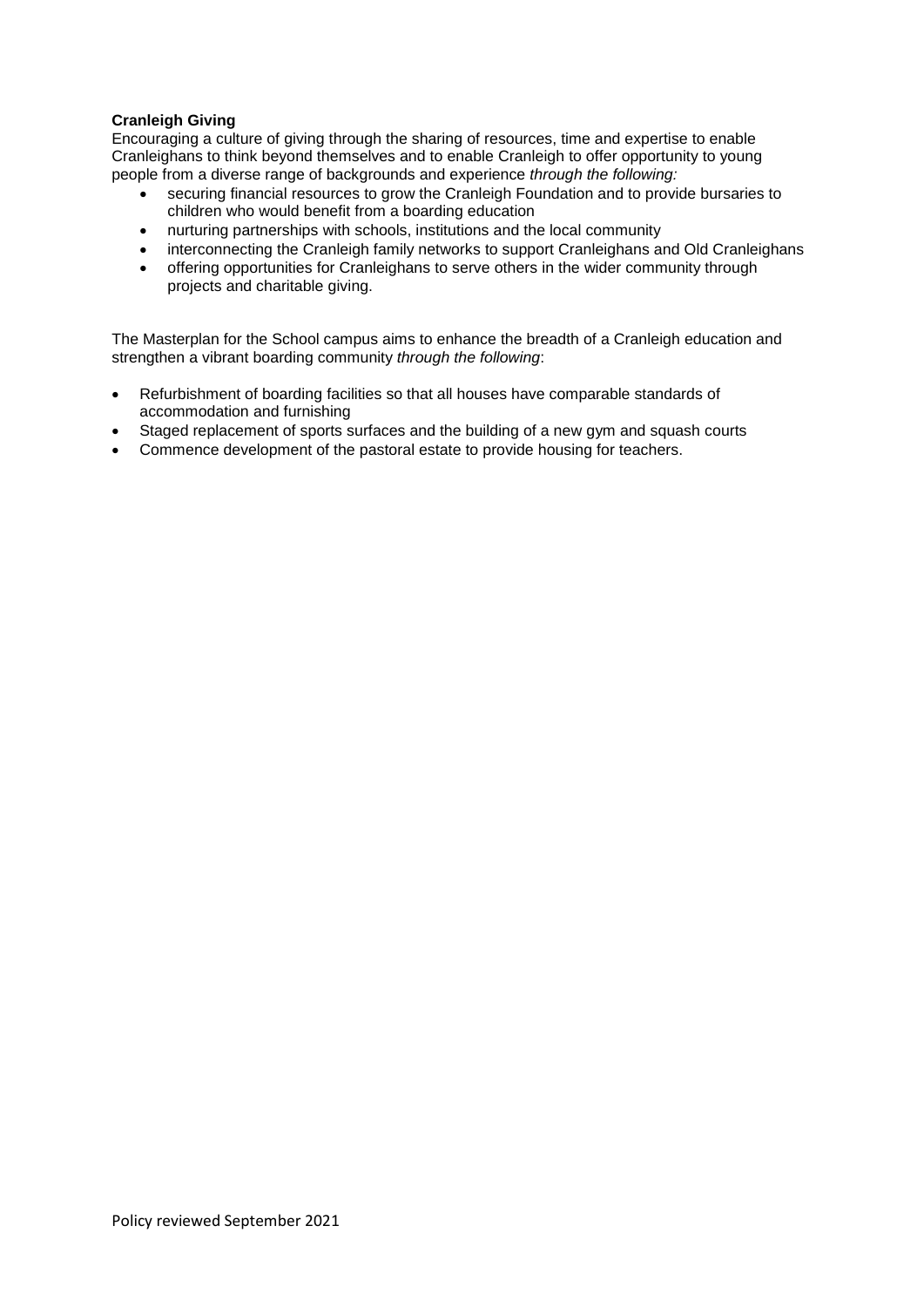**Cranleigh Giving**
Encouraging a culture of giving through the sharing of resources, time and expertise to enable Cranleighans to think beyond themselves and to enable Cranleigh to offer opportunity to young people from a diverse range of backgrounds and experience *through the following:*

- securing financial resources to grow the Cranleigh Foundation and to provide bursaries to children who would benefit from a boarding education
- nurturing partnerships with schools, institutions and the local community
- interconnecting the Cranleigh family networks to support Cranleighans and Old Cranleighans
- offering opportunities for Cranleighans to serve others in the wider community through projects and charitable giving.

The Masterplan for the School campus aims to enhance the breadth of a Cranleigh education and strengthen a vibrant boarding community *through the following*:

- Refurbishment of boarding facilities so that all houses have comparable standards of accommodation and furnishing
- Staged replacement of sports surfaces and the building of a new gym and squash courts
- Commence development of the pastoral estate to provide housing for teachers.

Policy reviewed September 2021